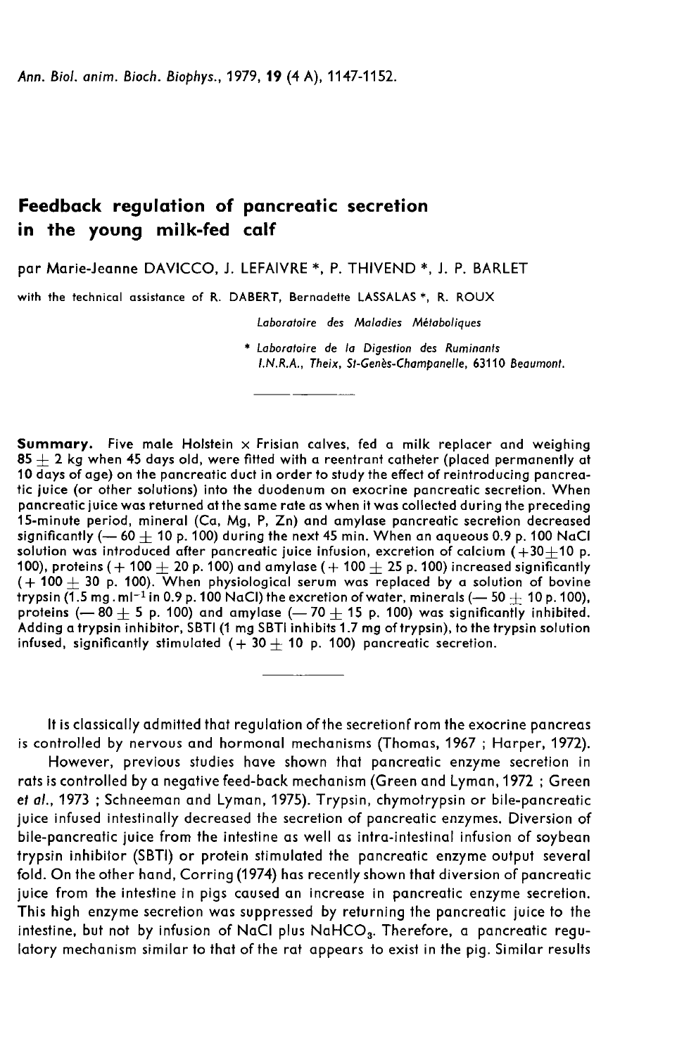# Feedback regulation of pancreatic secretion in the young milk-fed calf

par Marie-Jeanne DAVICCO, J. LEFAIVRE *, P. THIVEND *, J. P. BARLET

with the technical assistance of R. DABERT, Bernadette LASSALAS *, R. ROUX

*Laboratoire des Maladies Métaboliques*

\* *Laboratoire de la Digestion des Ruminants I.N.R.A., Theix, St-Genès-Champanelle, 63110 Beaumont.*

**Summary.** Five male Holstein × Frisian calves, fed a milk replacer and weighing $85 \pm 2$ kg when 45 days old, were fitted with a reentrant catheter (placed permanently at 10 days of age) on the pancreatic duct in order to study the effect of reintroducing pancreatic juice (or other solutions) into the duodenum on exocrine pancreatic secretion. When pancreatic juice was returned at the same rate as when it was collected during the preceding 15-minute period, mineral (Ca, Mg, P, Zn) and amylase pancreatic secretion decreased significantly ($-60 \pm 10$ p. 100) during the next 45 min. When an aqueous 0.9 p. 100 NaCl solution was introduced after pancreatic juice infusion, excretion of calcium ($+30 \pm 10$ p. 100), proteins ($+100 \pm 20$ p. 100) and amylase ($+100 \pm 25$ p. 100) increased significantly ($+100 \pm 30$ p. 100). When physiological serum was replaced by a solution of bovine trypsin ($1.5 \text{ mg} \cdot \text{ml}^{-1}$ in 0.9 p. 100 NaCl) the excretion of water, minerals ($-50 \pm 10$ p. 100), proteins ($-80 \pm 5$ p. 100) and amylase ($-70 \pm 15$ p. 100) was significantly inhibited. Adding a trypsin inhibitor, SBTI (1 mg SBTI inhibits 1.7 mg of trypsin), to the trypsin solution infused, significantly stimulated ($+30 \pm 10$ p. 100) pancreatic secretion.

---

It is classically admitted that regulation of the secretionf rom the exocrine pancreas is controlled by nervous and hormonal mechanisms (Thomas, 1967 ; Harper, 1972).

However, previous studies have shown that pancreatic enzyme secretion in rats is controlled by a negative feed-back mechanism (Green and Lyman, 1972 ; Green *et al.*, 1973 ; Schneeman and Lyman, 1975). Trypsin, chymotrypsin or bile-pancreatic juice infused intestinally decreased the secretion of pancreatic enzymes. Diversion of bile-pancreatic juice from the intestine as well as intra-intestinal infusion of soybean trypsin inhibitor (SBTI) or protein stimulated the pancreatic enzyme output several fold. On the other hand, Corring (1974) has recently shown that diversion of pancreatic juice from the intestine in pigs caused an increase in pancreatic enzyme secretion. This high enzyme secretion was suppressed by returning the pancreatic juice to the intestine, but not by infusion of NaCl plus $NaHCO_3$. Therefore, a pancreatic regulatory mechanism similar to that of the rat appears to exist in the pig. Similar results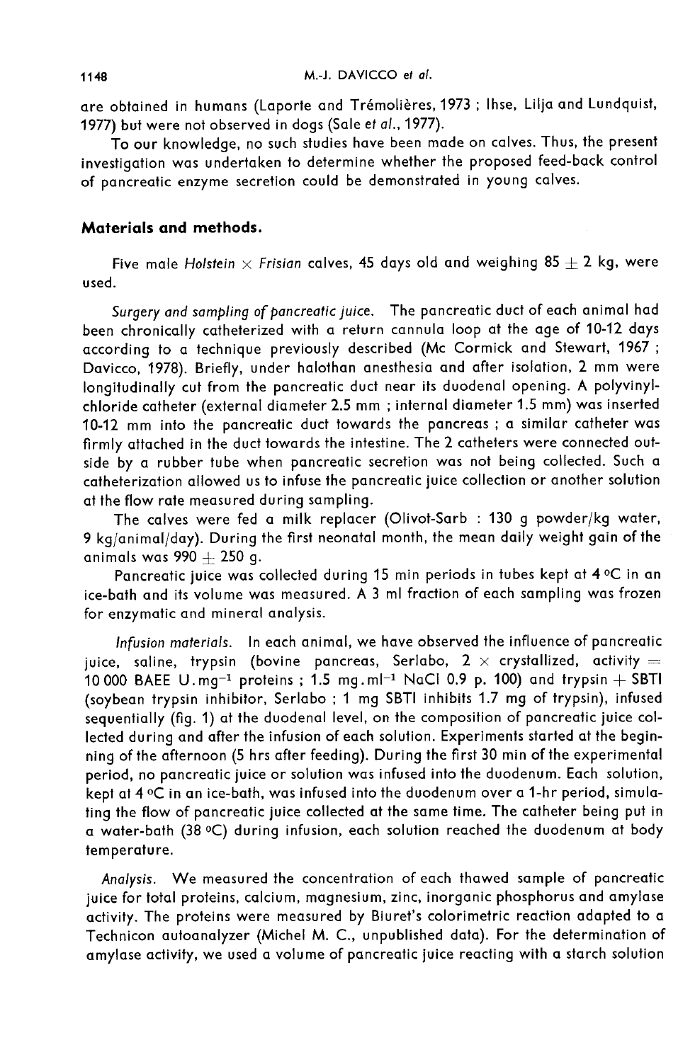are obtained in humans (Laporte and Trémolières, 1973 ; Ihse, Lilja and Lundquist, 1977) but were not observed in dogs (Sale *et al.*, 1977).

To our knowledge, no such studies have been made on calves. Thus, the present investigation was undertaken to determine whether the proposed feed-back control of pancreatic enzyme secretion could be demonstrated in young calves.

## Materials and methods.

Five male *Holstein* × *Frisian* calves, 45 days old and weighing 85 ± 2 kg, were used.

*Surgery and sampling of pancreatic juice.* The pancreatic duct of each animal had been chronically catheterized with a return cannula loop at the age of 10-12 days according to a technique previously described (Mc Cormick and Stewart, 1967 ; Davicco, 1978). Briefly, under halothan anesthesia and after isolation, 2 mm were longitudinally cut from the pancreatic duct near its duodenal opening. A polyvinylchloride catheter (external diameter 2.5 mm ; internal diameter 1.5 mm) was inserted 10-12 mm into the pancreatic duct towards the pancreas ; a similar catheter was firmly attached in the duct towards the intestine. The 2 catheters were connected outside by a rubber tube when pancreatic secretion was not being collected. Such a catheterization allowed us to infuse the pancreatic juice collection or another solution at the flow rate measured during sampling.

The calves were fed a milk replacer (Olivot-Sarb : 130 g powder/kg water, 9 kg/animal/day). During the first neonatal month, the mean daily weight gain of the animals was 990 ± 250 g.

Pancreatic juice was collected during 15 min periods in tubes kept at 4 °C in an ice-bath and its volume was measured. A 3 ml fraction of each sampling was frozen for enzymatic and mineral analysis.

*Infusion materials.* In each animal, we have observed the influence of pancreatic juice, saline, trypsin (bovine pancreas, Serlabo, 2 × crystallized, activity = 10 000 BAEE $U.mg^{-1}$ proteins ; 1.5 $mg.ml^{-1}$ NaCl 0.9 p. 100) and trypsin + SBTI (soybean trypsin inhibitor, Serlabo ; 1 mg SBTI inhibits 1.7 mg of trypsin), infused sequentially (fig. 1) at the duodenal level, on the composition of pancreatic juice collected during and after the infusion of each solution. Experiments started at the beginning of the afternoon (5 hrs after feeding). During the first 30 min of the experimental period, no pancreatic juice or solution was infused into the duodenum. Each solution, kept at 4 °C in an ice-bath, was infused into the duodenum over a 1-hr period, simulating the flow of pancreatic juice collected at the same time. The catheter being put in a water-bath (38 °C) during infusion, each solution reached the duodenum at body temperature.

*Analysis.* We measured the concentration of each thawed sample of pancreatic juice for total proteins, calcium, magnesium, zinc, inorganic phosphorus and amylase activity. The proteins were measured by Biuret's colorimetric reaction adapted to a Technicon autoanalyzer (Michel M. C., unpublished data). For the determination of amylase activity, we used a volume of pancreatic juice reacting with a starch solution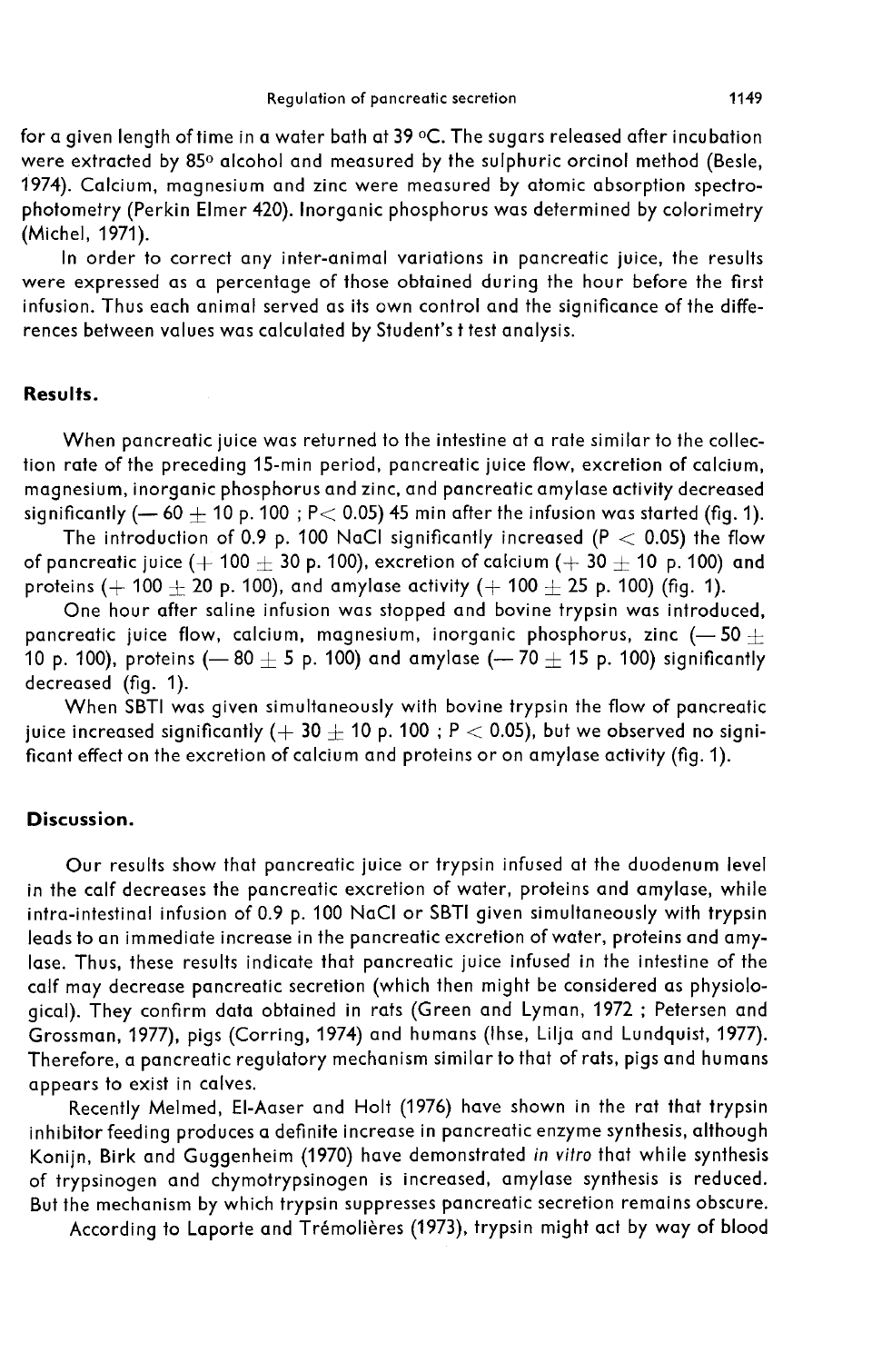for a given length of time in a water bath at 39 °C. The sugars released after incubation were extracted by 85° alcohol and measured by the sulphuric orcinol method (Besle, 1974). Calcium, magnesium and zinc were measured by atomic absorption spectrophotometry (Perkin Elmer 420). Inorganic phosphorus was determined by colorimetry (Michel, 1971).

In order to correct any inter-animal variations in pancreatic juice, the results were expressed as a percentage of those obtained during the hour before the first infusion. Thus each animal served as its own control and the significance of the differences between values was calculated by Student's t test analysis.

## Results.

When pancreatic juice was returned to the intestine at a rate similar to the collection rate of the preceding 15-min period, pancreatic juice flow, excretion of calcium, magnesium, inorganic phosphorus and zinc, and pancreatic amylase activity decreased significantly (— 60 ± 10 p. 100 ; $P < 0.05$) 45 min after the infusion was started (fig. 1).

The introduction of 0.9 p. 100 NaCl significantly increased ($P < 0.05$) the flow of pancreatic juice (+ 100 ± 30 p. 100), excretion of calcium (+ 30 ± 10 p. 100) and proteins (+ 100 ± 20 p. 100), and amylase activity (+ 100 ± 25 p. 100) (fig. 1).

One hour after saline infusion was stopped and bovine trypsin was introduced, pancreatic juice flow, calcium, magnesium, inorganic phosphorus, zinc (— 50 ± 10 p. 100), proteins (— 80 ± 5 p. 100) and amylase (— 70 ± 15 p. 100) significantly decreased (fig. 1).

When SBTI was given simultaneously with bovine trypsin the flow of pancreatic juice increased significantly (+ 30 ± 10 p. 100 ; $P < 0.05$), but we observed no significant effect on the excretion of calcium and proteins or on amylase activity (fig. 1).

## Discussion.

Our results show that pancreatic juice or trypsin infused at the duodenum level in the calf decreases the pancreatic excretion of water, proteins and amylase, while intra-intestinal infusion of 0.9 p. 100 NaCl or SBTI given simultaneously with trypsin leads to an immediate increase in the pancreatic excretion of water, proteins and amylase. Thus, these results indicate that pancreatic juice infused in the intestine of the calf may decrease pancreatic secretion (which then might be considered as physiological). They confirm data obtained in rats (Green and Lyman, 1972 ; Petersen and Grossman, 1977), pigs (Corring, 1974) and humans (Ihse, Lilja and Lundquist, 1977). Therefore, a pancreatic regulatory mechanism similar to that of rats, pigs and humans appears to exist in calves.

Recently Melmed, El-Aaser and Holt (1976) have shown in the rat that trypsin inhibitor feeding produces a definite increase in pancreatic enzyme synthesis, although Konijn, Birk and Guggenheim (1970) have demonstrated *in vitro* that while synthesis of trypsinogen and chymotrypsinogen is increased, amylase synthesis is reduced. But the mechanism by which trypsin suppresses pancreatic secretion remains obscure.

According to Laporte and Trémolières (1973), trypsin might act by way of blood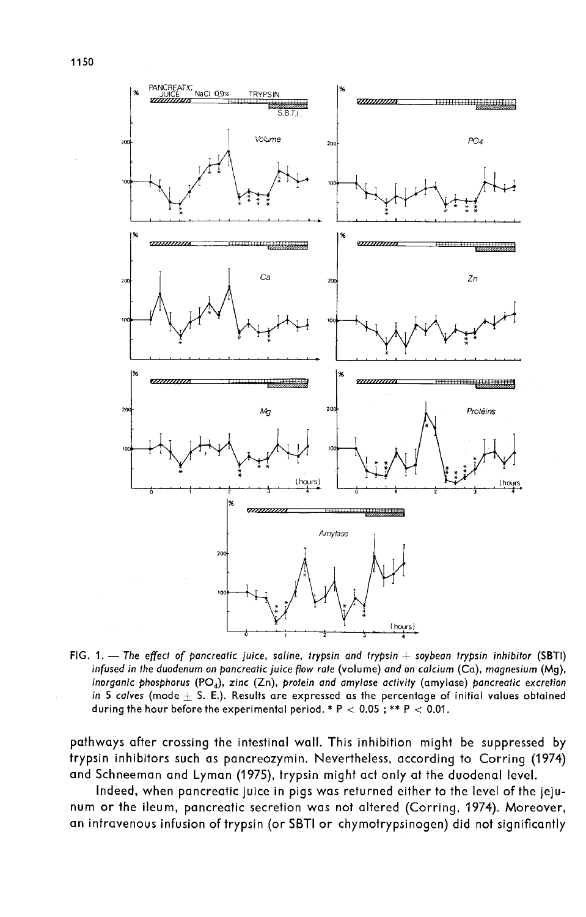FIG. 1. — *The effect of pancreatic juice, saline, trypsin and trypsin + soybean trypsin inhibitor* (**SBTI**) *infused in the duodenum on pancreatic juice flow rate* (volume) *and on calcium* (Ca), *magnesium* (Mg), *inorganic phosphorus* ($PO_4$), *zinc* (Zn), *protein and amylase activity* (amylase) *pancreatic excretion in 5 calves* (mode ± S. E.). Results are expressed as the percentage of initial values obtained during the hour before the experimental period. * $P < 0.05$ ; ** $P < 0.01$.

pathways after crossing the intestinal wall. This inhibition might be suppressed by trypsin inhibitors such as pancreozymin. Nevertheless, according to Corring (1974) and Schneeman and Lyman (1975), trypsin might act only at the duodenal level.

Indeed, when pancreatic juice in pigs was returned either to the level of the jejunum or the ileum, pancreatic secretion was not altered (Corring, 1974). Moreover, an intravenous infusion of trypsin (or SBTI or chymotrypsinogen) did not significantly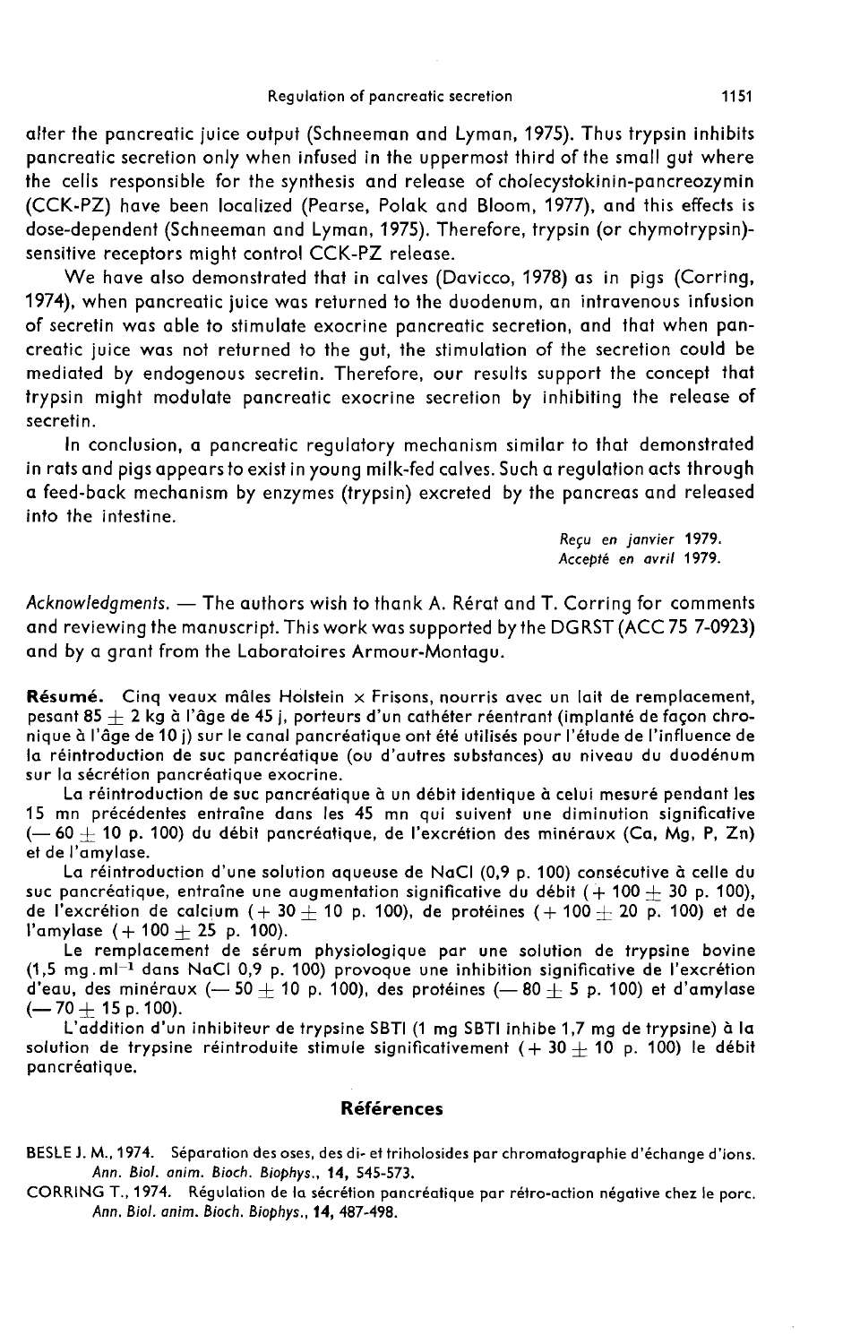alter the pancreatic juice output (Schneeman and Lyman, 1975). Thus trypsin inhibits pancreatic secretion only when infused in the uppermost third of the small gut where the cells responsible for the synthesis and release of cholecystokinin-pancreozymin (CCK-PZ) have been localized (Pearse, Polak and Bloom, 1977), and this effects is dose-dependent (Schneeman and Lyman, 1975). Therefore, trypsin (or chymotrypsin)-sensitive receptors might control CCK-PZ release.

We have also demonstrated that in calves (Davicco, 1978) as in pigs (Corring, 1974), when pancreatic juice was returned to the duodenum, an intravenous infusion of secretin was able to stimulate exocrine pancreatic secretion, and that when pancreatic juice was not returned to the gut, the stimulation of the secretion could be mediated by endogenous secretin. Therefore, our results support the concept that trypsin might modulate pancreatic exocrine secretion by inhibiting the release of secretin.

In conclusion, a pancreatic regulatory mechanism similar to that demonstrated in rats and pigs appears to exist in young milk-fed calves. Such a regulation acts through a feed-back mechanism by enzymes (trypsin) excreted by the pancreas and released into the intestine.

*Reçu en janvier 1979.*
*Accepté en avril 1979.*

*Acknowledgments.* — The authors wish to thank A. Rérat and T. Corring for comments and reviewing the manuscript. This work was supported by the DGRST (ACC 75 7-0923) and by a grant from the Laboratoires Armour-Montagu.

**Résumé.** Cinq veaux mâles Holstein × Frisons, nourris avec un lait de remplacement, pesant 85 ± 2 kg à l'âge de 45 j, porteurs d'un cathéter réentrant (implanté de façon chronique à l'âge de 10 j) sur le canal pancréatique ont été utilisés pour l'étude de l'influence de la réintroduction de suc pancréatique (ou d'autres substances) au niveau du duodénum sur la sécrétion pancréatique exocrine.

La réintroduction de suc pancréatique à un débit identique à celui mesuré pendant les 15 mn précédentes entraîne dans les 45 mn qui suivent une diminution significative (— 60 ± 10 p. 100) du débit pancréatique, de l'excrétion des minéraux (Ca, Mg, P, Zn) et de l'amylase.

La réintroduction d'une solution aqueuse de NaCl (0,9 p. 100) consécutive à celle du suc pancréatique, entraîne une augmentation significative du débit (+ 100 ± 30 p. 100), de l'excrétion de calcium (+ 30 ± 10 p. 100), de protéines (+ 100 ± 20 p. 100) et de l'amylase (+ 100 ± 25 p. 100).

Le remplacement de sérum physiologique par une solution de trypsine bovine (1,5 $mg.ml^{-1}$ dans NaCl 0,9 p. 100) provoque une inhibition significative de l'excrétion d'eau, des minéraux (— 50 ± 10 p. 100), des protéines (— 80 ± 5 p. 100) et d'amylase (— 70 ± 15 p. 100).

L'addition d'un inhibiteur de trypsine SBTI (1 mg SBTI inhibe 1,7 mg de trypsine) à la solution de trypsine réintroduite stimule significativement (+ 30 ± 10 p. 100) le débit pancréatique.

## Références

BESLE J. M., 1974. Séparation des oses, des di- et triholosides par chromatographie d'échange d'ions. *Ann. Biol. anim. Bioch. Biophys.*, **14**, 545-573.

CORRING T., 1974. Régulation de la sécrétion pancréatique par rétro-action négative chez le porc. *Ann. Biol. anim. Bioch. Biophys.*, **14**, 487-498.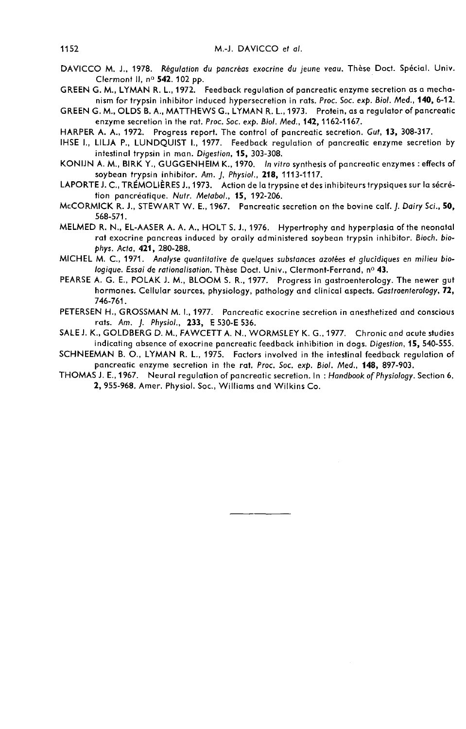DAVICCO M. J., 1978. *Régulation du pancréas exocrine du jeune veau.* Thèse Doct. Spécial. Univ. Clermont II, n° **542.** 102 pp.

GREEN G. M., LYMAN R. L., 1972. Feedback regulation of pancreatic enzyme secretion as a mechanism for trypsin inhibitor induced hypersecretion in rats. *Proc. Soc. exp. Biol. Med.*, **140,** 6-12.

GREEN G. M., OLDS B. A., MATTHEWS G., LYMAN R. L., 1973. Protein, as a regulator of pancreatic enzyme secretion in the rat. *Proc. Soc. exp. Biol. Med.*, **142,** 1162-1167.

HARPER A. A., 1972. Progress report. The control of pancreatic secretion. *Gut*, **13,** 308-317.

IHSE I., LILJA P., LUNDQUIST I., 1977. Feedback regulation of pancreatic enzyme secretion by intestinal trypsin in man. *Digestion*, **15,** 303-308.

KONIJN A. M., BIRK Y., GUGGENHEIM K., 1970. *In vitro* synthesis of pancreatic enzymes : effects of soybean trypsin inhibitor. *Am. J. Physiol.*, **218,** 1113-1117.

LAPORTE J. C., TRÉMOLIÈRES J., 1973. Action de la trypsine et des inhibiteurs trypsiques sur la sécrétion pancréatique. *Nutr. Metabol.*, **15,** 192-206.

McCORMICK R. J., STEWART W. E., 1967. Pancreatic secretion on the bovine calf. *J. Dairy Sci.*, **50,** 568-571.

MELMED R. N., EL-AASER A. A. A., HOLT S. J., 1976. Hypertrophy and hyperplasia of the neonatal rat exocrine pancreas induced by orally administered soybean trypsin inhibitor. *Bioch. biophys. Acta*, **421,** 280-288.

MICHEL M. C., 1971. *Analyse quantitative de quelques substances azotées et glucidiques en milieu biologique. Essai de rationalisation.* Thèse Doct. Univ., Clermont-Ferrand, n° **43.**

PEARSE A. G. E., POLAK J. M., BLOOM S. R., 1977. Progress in gastroenterology. The newer gut hormones. Cellular sources, physiology, pathology and clinical aspects. *Gastroenterology*, **72,** 746-761.

PETERSEN H., GROSSMAN M. I., 1977. Pancreatic exocrine secretion in anesthetized and conscious rats. *Am. J. Physiol.*, **233,** E 530-E 536.

SALE J. K., GOLDBERG D. M., FAWCETT A. N., WORMSLEY K. G., 1977. Chronic and acute studies indicating absence of exocrine pancreatic feedback inhibition in dogs. *Digestion*, **15,** 540-555.

SCHNEEMAN B. O., LYMAN R. L., 1975. Factors involved in the intestinal feedback regulation of pancreatic enzyme secretion in the rat. *Proc. Soc. exp. Biol. Med.*, **148,** 897-903.

THOMAS J. E., 1967. Neural regulation of pancreatic secretion. In : *Handbook of Physiology*. Section 6, **2,** 955-968. Amer. Physiol. Soc., Williams and Wilkins Co.